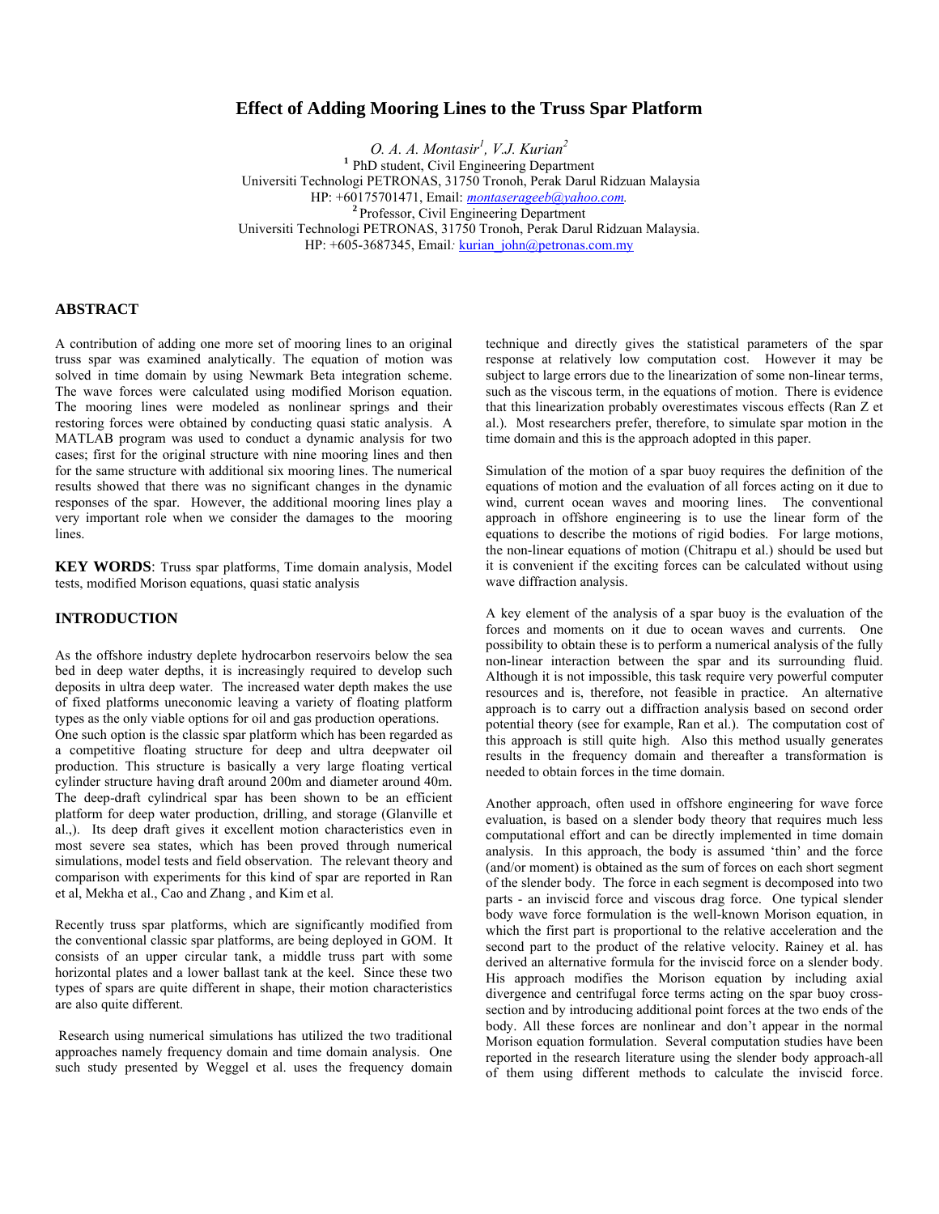# Effect of Adding Mooring Lines to the Truss Spar Platform

*O. A. A. Montasir[1], V.J. Kurian[2]*

[1] PhD student, Civil Engineering Department
Universiti Technologi PETRONAS, 31750 Tronoh, Perak Darul Ridzuan Malaysia
HP: +60175701471, Email: *montaserageeb@yahoo.com.*

[2] Professor, Civil Engineering Department
Universiti Technologi PETRONAS, 31750 Tronoh, Perak Darul Ridzuan Malaysia.
HP: +605-3687345, Email*:* kurian_john@petronas.com.my

## ABSTRACT

A contribution of adding one more set of mooring lines to an original truss spar was examined analytically. The equation of motion was solved in time domain by using Newmark Beta integration scheme. The wave forces were calculated using modified Morison equation. The mooring lines were modeled as nonlinear springs and their restoring forces were obtained by conducting quasi static analysis. A MATLAB program was used to conduct a dynamic analysis for two cases; first for the original structure with nine mooring lines and then for the same structure with additional six mooring lines. The numerical results showed that there was no significant changes in the dynamic responses of the spar. However, the additional mooring lines play a very important role when we consider the damages to the mooring lines.

**KEY WORDS**: Truss spar platforms, Time domain analysis, Model tests, modified Morison equations, quasi static analysis

## INTRODUCTION

As the offshore industry deplete hydrocarbon reservoirs below the sea bed in deep water depths, it is increasingly required to develop such deposits in ultra deep water. The increased water depth makes the use of fixed platforms uneconomic leaving a variety of floating platform types as the only viable options for oil and gas production operations.
One such option is the classic spar platform which has been regarded as a competitive floating structure for deep and ultra deepwater oil production. This structure is basically a very large floating vertical cylinder structure having draft around 200m and diameter around 40m. The deep-draft cylindrical spar has been shown to be an efficient platform for deep water production, drilling, and storage (Glanville et al.,). Its deep draft gives it excellent motion characteristics even in most severe sea states, which has been proved through numerical simulations, model tests and field observation. The relevant theory and comparison with experiments for this kind of spar are reported in Ran et al, Mekha et al., Cao and Zhang , and Kim et al.

Recently truss spar platforms, which are significantly modified from the conventional classic spar platforms, are being deployed in GOM. It consists of an upper circular tank, a middle truss part with some horizontal plates and a lower ballast tank at the keel. Since these two types of spars are quite different in shape, their motion characteristics are also quite different.

Research using numerical simulations has utilized the two traditional approaches namely frequency domain and time domain analysis. One such study presented by Weggel et al. uses the frequency domain technique and directly gives the statistical parameters of the spar response at relatively low computation cost. However it may be subject to large errors due to the linearization of some non-linear terms, such as the viscous term, in the equations of motion. There is evidence that this linearization probably overestimates viscous effects (Ran Z et al.). Most researchers prefer, therefore, to simulate spar motion in the time domain and this is the approach adopted in this paper.

Simulation of the motion of a spar buoy requires the definition of the equations of motion and the evaluation of all forces acting on it due to wind, current ocean waves and mooring lines. The conventional approach in offshore engineering is to use the linear form of the equations to describe the motions of rigid bodies. For large motions, the non-linear equations of motion (Chitrapu et al.) should be used but it is convenient if the exciting forces can be calculated without using wave diffraction analysis.

A key element of the analysis of a spar buoy is the evaluation of the forces and moments on it due to ocean waves and currents. One possibility to obtain these is to perform a numerical analysis of the fully non-linear interaction between the spar and its surrounding fluid. Although it is not impossible, this task require very powerful computer resources and is, therefore, not feasible in practice. An alternative approach is to carry out a diffraction analysis based on second order potential theory (see for example, Ran et al.). The computation cost of this approach is still quite high. Also this method usually generates results in the frequency domain and thereafter a transformation is needed to obtain forces in the time domain.

Another approach, often used in offshore engineering for wave force evaluation, is based on a slender body theory that requires much less computational effort and can be directly implemented in time domain analysis. In this approach, the body is assumed 'thin' and the force (and/or moment) is obtained as the sum of forces on each short segment of the slender body. The force in each segment is decomposed into two parts - an inviscid force and viscous drag force. One typical slender body wave force formulation is the well-known Morison equation, in which the first part is proportional to the relative acceleration and the second part to the product of the relative velocity. Rainey et al. has derived an alternative formula for the inviscid force on a slender body. His approach modifies the Morison equation by including axial divergence and centrifugal force terms acting on the spar buoy cross-section and by introducing additional point forces at the two ends of the body. All these forces are nonlinear and don't appear in the normal Morison equation formulation. Several computation studies have been reported in the research literature using the slender body approach-all of them using different methods to calculate the inviscid force.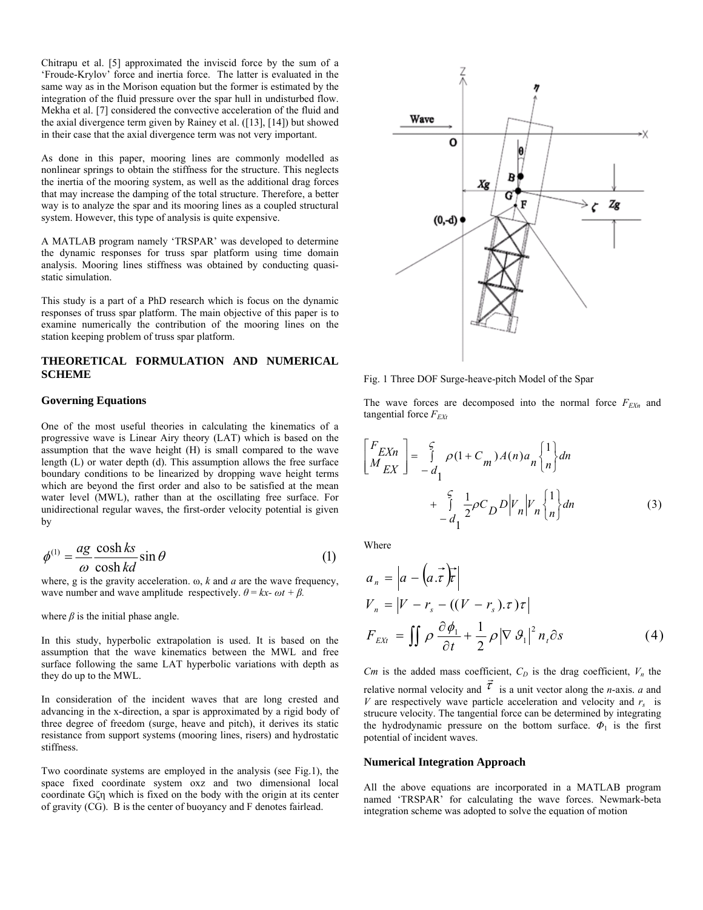Chitrapu et al. [5] approximated the inviscid force by the sum of a 'Froude-Krylov' force and inertia force. The latter is evaluated in the same way as in the Morison equation but the former is estimated by the integration of the fluid pressure over the spar hull in undisturbed flow. Mekha et al. [7] considered the convective acceleration of the fluid and the axial divergence term given by Rainey et al. ([13], [14]) but showed in their case that the axial divergence term was not very important.

As done in this paper, mooring lines are commonly modelled as nonlinear springs to obtain the stiffness for the structure. This neglects the inertia of the mooring system, as well as the additional drag forces that may increase the damping of the total structure. Therefore, a better way is to analyze the spar and its mooring lines as a coupled structural system. However, this type of analysis is quite expensive.

A MATLAB program namely 'TRSPAR' was developed to determine the dynamic responses for truss spar platform using time domain analysis. Mooring lines stiffness was obtained by conducting quasi-static simulation.

This study is a part of a PhD research which is focus on the dynamic responses of truss spar platform. The main objective of this paper is to examine numerically the contribution of the mooring lines on the station keeping problem of truss spar platform.

## THEORETICAL FORMULATION AND NUMERICAL SCHEME

### Governing Equations

One of the most useful theories in calculating the kinematics of a progressive wave is Linear Airy theory (LAT) which is based on the assumption that the wave height (H) is small compared to the wave length (L) or water depth (d). This assumption allows the free surface boundary conditions to be linearized by dropping wave height terms which are beyond the first order and also to be satisfied at the mean water level (MWL), rather than at the oscillating free surface. For unidirectional regular waves, the first-order velocity potential is given by

$$\phi^{(1)} = \frac{ag}{\omega}\frac{\cosh ks}{\cosh kd}\sin\theta \tag{1}$$

where, g is the gravity acceleration. ω, $k$ and $a$ are the wave frequency, wave number and wave amplitude respectively. $\theta = kx - \omega t + \beta$.

where $\beta$ is the initial phase angle.

In this study, hyperbolic extrapolation is used. It is based on the assumption that the wave kinematics between the MWL and free surface following the same LAT hyperbolic variations with depth as they do up to the MWL.

In consideration of the incident waves that are long crested and advancing in the x-direction, a spar is approximated by a rigid body of three degree of freedom (surge, heave and pitch), it derives its static resistance from support systems (mooring lines, risers) and hydrostatic stiffness.

Two coordinate systems are employed in the analysis (see Fig.1), the space fixed coordinate system oxz and two dimensional local coordinate Gζη which is fixed on the body with the origin at its center of gravity (CG). B is the center of buoyancy and F denotes fairlead.

Fig. 1 Three DOF Surge-heave-pitch Model of the Spar

The wave forces are decomposed into the normal force $F_{EXn}$ and tangential force $F_{EXt}$

$$\begin{bmatrix} F_{EXn} \\ M_{EX} \end{bmatrix} = \int_{-d_1}^{\varsigma} \rho(1+C_m)A(n)a_n \begin{Bmatrix} 1 \\ n \end{Bmatrix} dn + \int_{-d_1}^{\varsigma} \frac{1}{2}\rho C_D D |V_n| V_n \begin{Bmatrix} 1 \\ n \end{Bmatrix} dn \tag{3}$$

Where

$$a_n = \left| a - \left(a.\vec{\tau}\right)\vec{\tau} \right|$$

$$V_n = \left| V - r_s - ((V - r_s).\tau)\tau \right|$$

$$F_{EXt} = \iint \rho \frac{\partial \phi_1}{\partial t} + \frac{1}{2}\rho \left|\nabla \vartheta_1\right|^2 n_t \partial s \tag{4}$$

$Cm$ is the added mass coefficient, $C_D$ is the drag coefficient, $V_n$ the relative normal velocity and $\vec{\tau}$ is a unit vector along the $n$-axis. $a$ and $V$ are respectively wave particle acceleration and velocity and $r_s$ is strucure velocity. The tangential force can be determined by integrating the hydrodynamic pressure on the bottom surface. $\Phi_1$ is the first potential of incident waves.

### Numerical Integration Approach

All the above equations are incorporated in a MATLAB program named 'TRSPAR' for calculating the wave forces. Newmark-beta integration scheme was adopted to solve the equation of motion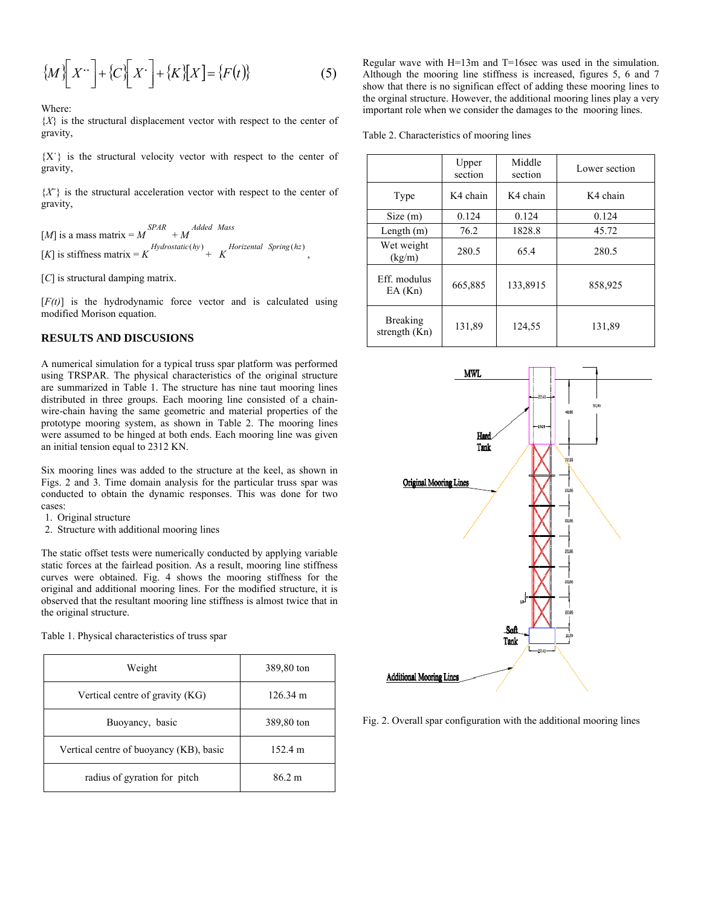$$\{M\}\left[X^{\cdot\cdot}\right]+\{C\}\left[X^{\cdot}\right]+\{K\}[X]=\{F(t)\} \tag{5}$$

Where:

$\{X\}$ is the structural displacement vector with respect to the center of gravity,

$\{X^{\cdot}\}$ is the structural velocity vector with respect to the center of gravity,

$\{X^{\cdot\cdot}\}$ is the structural acceleration vector with respect to the center of gravity,

$[M]$ is a mass matrix = $M^{SPAR} + M^{Added\ \ Mass}$

$[K]$ is stiffness matrix = $K^{Hydrostatic(hy)} + K^{Horizental\ \ Spring(hz)}$,

$[C]$ is structural damping matrix.

$[F(t)]$ is the hydrodynamic force vector and is calculated using modified Morison equation.

## RESULTS AND DISCUSIONS

A numerical simulation for a typical truss spar platform was performed using TRSPAR. The physical characteristics of the original structure are summarized in Table 1. The structure has nine taut mooring lines distributed in three groups. Each mooring line consisted of a chain-wire-chain having the same geometric and material properties of the prototype mooring system, as shown in Table 2. The mooring lines were assumed to be hinged at both ends. Each mooring line was given an initial tension equal to 2312 KN.

Six mooring lines was added to the structure at the keel, as shown in Figs. 2 and 3. Time domain analysis for the particular truss spar was conducted to obtain the dynamic responses. This was done for two cases:

1. Original structure
2. Structure with additional mooring lines

The static offset tests were numerically conducted by applying variable static forces at the fairlead position. As a result, mooring line stiffness curves were obtained. Fig. 4 shows the mooring stiffness for the original and additional mooring lines. For the modified structure, it is observed that the resultant mooring line stiffness is almost twice that in the original structure.

Table 1. Physical characteristics of truss spar

| | |
|---|---|
| Weight | 389,80 ton |
| Vertical centre of gravity (KG) | 126.34 m |
| Buoyancy, basic | 389,80 ton |
| Vertical centre of buoyancy (KB), basic | 152.4 m |
| radius of gyration for pitch | 86.2 m |

Regular wave with H=13m and T=16sec was used in the simulation. Although the mooring line stiffness is increased, figures 5, 6 and 7 show that there is no significan effect of adding these mooring lines to the orginal structure. However, the additional mooring lines play a very important role when we consider the damages to the mooring lines.

Table 2. Characteristics of mooring lines

| | Upper section | Middle section | Lower section |
|---|---|---|---|
| Type | K4 chain | K4 chain | K4 chain |
| Size (m) | 0.124 | 0.124 | 0.124 |
| Length (m) | 76.2 | 1828.8 | 45.72 |
| Wet weight (kg/m) | 280.5 | 65.4 | 280.5 |
| Eff. modulus EA (Kn) | 665,885 | 133,8915 | 858,925 |
| Breaking strength (Kn) | 131,89 | 124,55 | 131,89 |

Fig. 2. Overall spar configuration with the additional mooring lines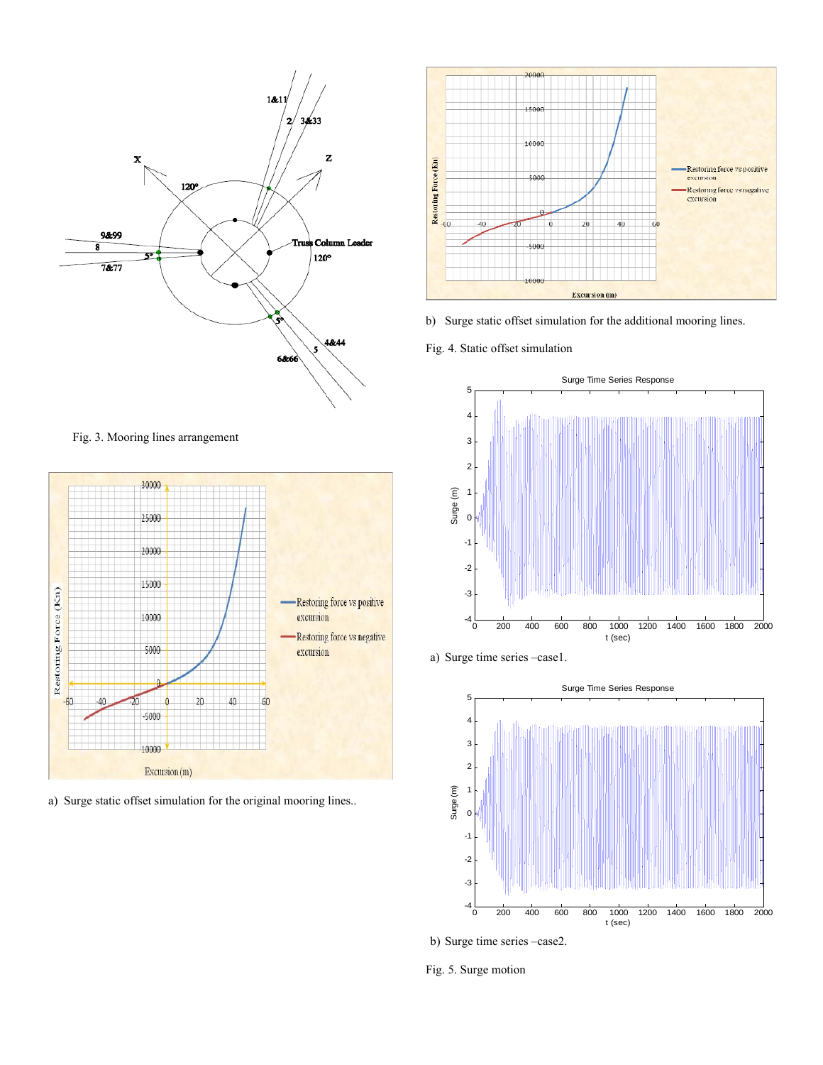Fig. 3. Mooring lines arrangement

a) Surge static offset simulation for the original mooring lines..

b) Surge static offset simulation for the additional mooring lines.

Fig. 4. Static offset simulation

a) Surge time series –case1.

b) Surge time series –case2.

Fig. 5. Surge motion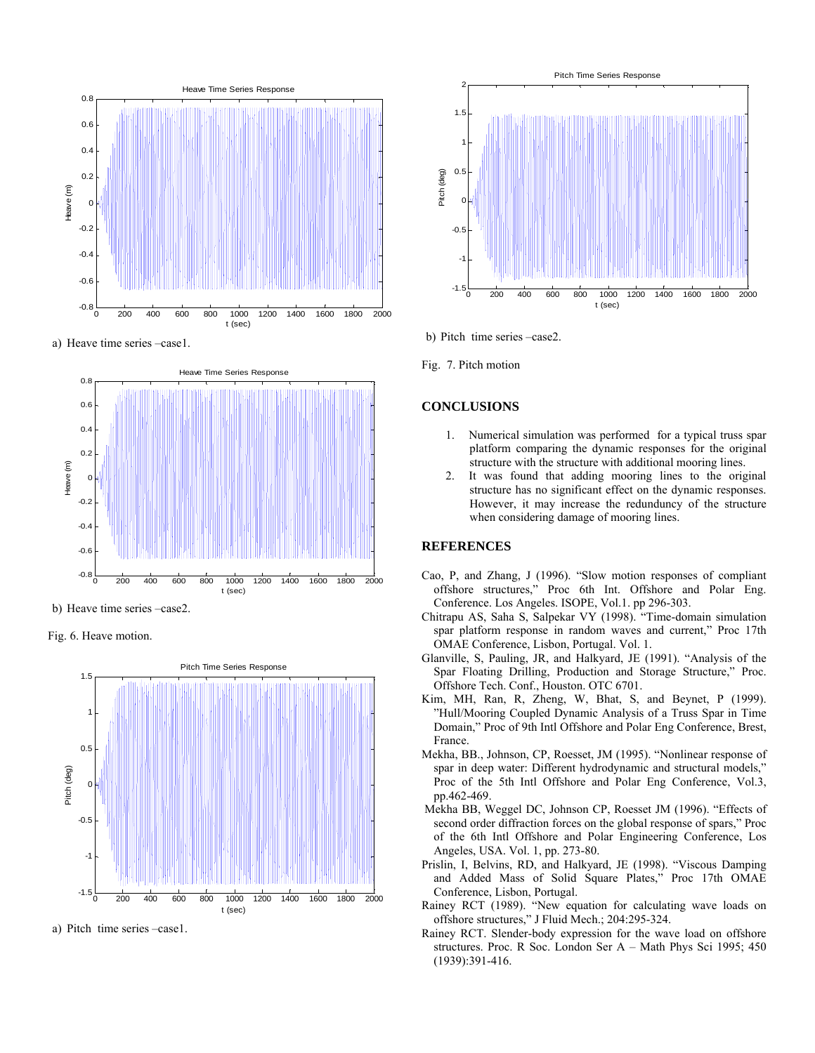a) Heave time series –case1.

b) Heave time series –case2.

Fig. 6. Heave motion.

a) Pitch time series –case1.

b) Pitch time series –case2.

Fig. 7. Pitch motion

## CONCLUSIONS

1. Numerical simulation was performed for a typical truss spar platform comparing the dynamic responses for the original structure with the structure with additional mooring lines.
2. It was found that adding mooring lines to the original structure has no significant effect on the dynamic responses. However, it may increase the redundancy of the structure when considering damage of mooring lines.

## REFERENCES

Cao, P, and Zhang, J (1996). "Slow motion responses of compliant offshore structures," Proc 6th Int. Offshore and Polar Eng. Conference. Los Angeles. ISOPE, Vol.1. pp 296-303.

Chitrapu AS, Saha S, Salpekar VY (1998). "Time-domain simulation spar platform response in random waves and current," Proc 17th OMAE Conference, Lisbon, Portugal. Vol. 1.

Glanville, S, Pauling, JR, and Halkyard, JE (1991). "Analysis of the Spar Floating Drilling, Production and Storage Structure," Proc. Offshore Tech. Conf., Houston. OTC 6701.

Kim, MH, Ran, R, Zheng, W, Bhat, S, and Beynet, P (1999). "Hull/Mooring Coupled Dynamic Analysis of a Truss Spar in Time Domain," Proc of 9th Intl Offshore and Polar Eng Conference, Brest, France.

Mekha, BB., Johnson, CP, Roesset, JM (1995). "Nonlinear response of spar in deep water: Different hydrodynamic and structural models," Proc of the 5th Intl Offshore and Polar Eng Conference, Vol.3, pp.462-469.

Mekha BB, Weggel DC, Johnson CP, Roesset JM (1996). "Effects of second order diffraction forces on the global response of spars," Proc of the 6th Intl Offshore and Polar Engineering Conference, Los Angeles, USA. Vol. 1, pp. 273-80.

Prislin, I, Belvins, RD, and Halkyard, JE (1998). "Viscous Damping and Added Mass of Solid Square Plates," Proc 17th OMAE Conference, Lisbon, Portugal.

Rainey RCT (1989). "New equation for calculating wave loads on offshore structures," J Fluid Mech.; 204:295-324.

Rainey RCT. Slender-body expression for the wave load on offshore structures. Proc. R Soc. London Ser A – Math Phys Sci 1995; 450 (1939):391-416.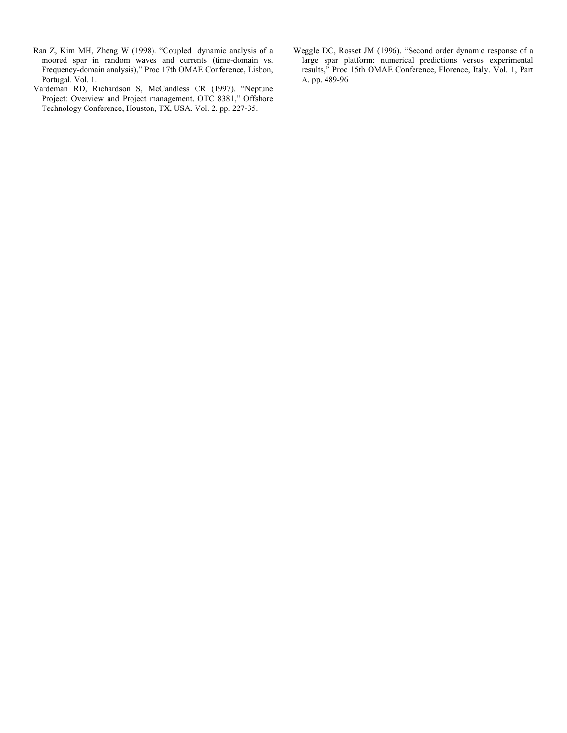Ran Z, Kim MH, Zheng W (1998). "Coupled dynamic analysis of a moored spar in random waves and currents (time-domain vs. Frequency-domain analysis)," Proc 17th OMAE Conference, Lisbon, Portugal. Vol. 1.

Vardeman RD, Richardson S, McCandless CR (1997). "Neptune Project: Overview and Project management. OTC 8381," Offshore Technology Conference, Houston, TX, USA. Vol. 2. pp. 227-35.

Weggle DC, Rosset JM (1996). "Second order dynamic response of a large spar platform: numerical predictions versus experimental results," Proc 15th OMAE Conference, Florence, Italy. Vol. 1, Part A. pp. 489-96.